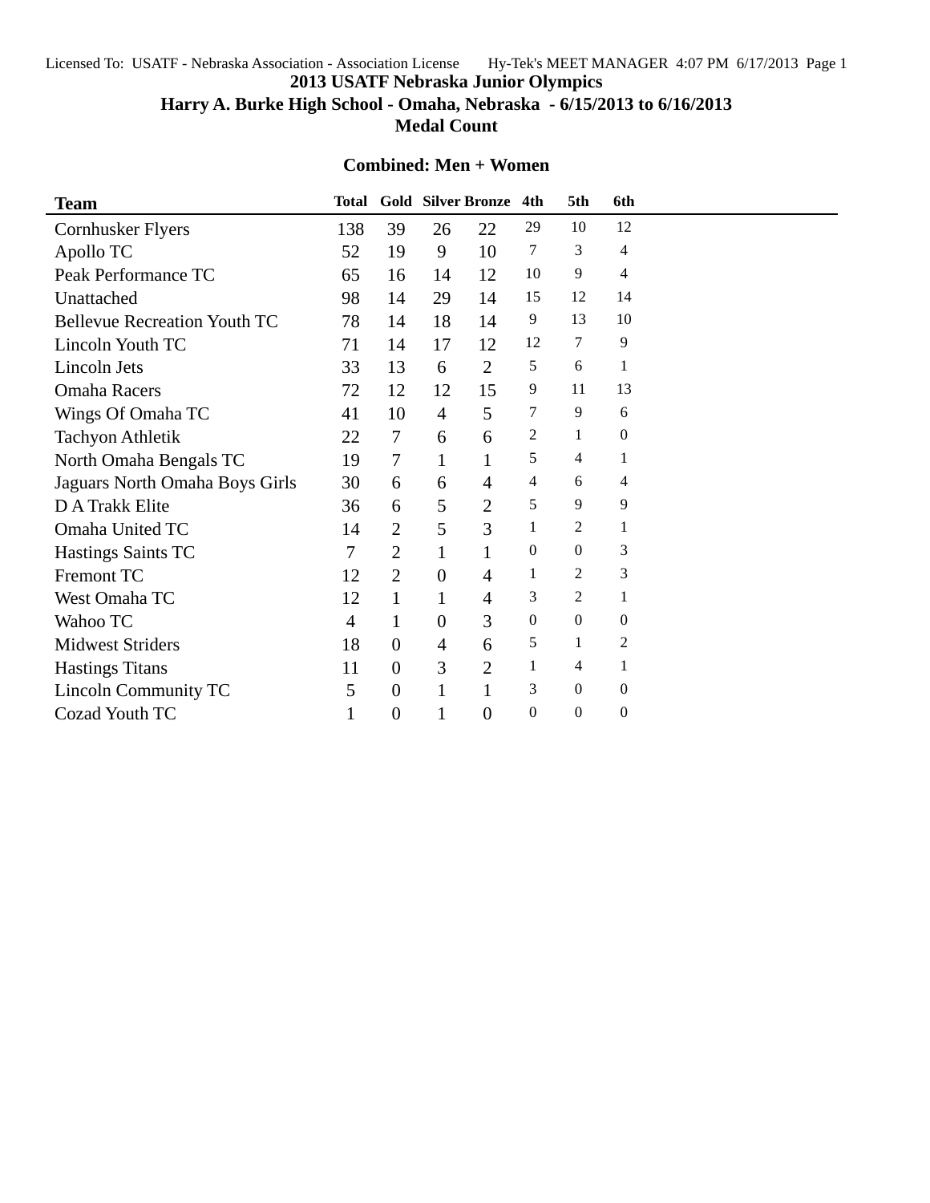# 2013 USATF Nebraska Junior Olympics

## Harry A. Burke High School - Omaha, Nebraska - 6/15/2013 to 6/16/2013

## Medal Count

### Combined: Men + Women

| Team | Total | Gold | Silver | Bronze | 4th | 5th | 6th |
|---|---|---|---|---|---|---|---|
| Cornhusker Flyers | 138 | 39 | 26 | 22 | 29 | 10 | 12 |
| Apollo TC | 52 | 19 | 9 | 10 | 7 | 3 | 4 |
| Peak Performance TC | 65 | 16 | 14 | 12 | 10 | 9 | 4 |
| Unattached | 98 | 14 | 29 | 14 | 15 | 12 | 14 |
| Bellevue Recreation Youth TC | 78 | 14 | 18 | 14 | 9 | 13 | 10 |
| Lincoln Youth TC | 71 | 14 | 17 | 12 | 12 | 7 | 9 |
| Lincoln Jets | 33 | 13 | 6 | 2 | 5 | 6 | 1 |
| Omaha Racers | 72 | 12 | 12 | 15 | 9 | 11 | 13 |
| Wings Of Omaha TC | 41 | 10 | 4 | 5 | 7 | 9 | 6 |
| Tachyon Athletik | 22 | 7 | 6 | 6 | 2 | 1 | 0 |
| North Omaha Bengals TC | 19 | 7 | 1 | 1 | 5 | 4 | 1 |
| Jaguars North Omaha Boys Girls | 30 | 6 | 6 | 4 | 4 | 6 | 4 |
| D A Trakk Elite | 36 | 6 | 5 | 2 | 5 | 9 | 9 |
| Omaha United TC | 14 | 2 | 5 | 3 | 1 | 2 | 1 |
| Hastings Saints TC | 7 | 2 | 1 | 1 | 0 | 0 | 3 |
| Fremont TC | 12 | 2 | 0 | 4 | 1 | 2 | 3 |
| West Omaha TC | 12 | 1 | 1 | 4 | 3 | 2 | 1 |
| Wahoo TC | 4 | 1 | 0 | 3 | 0 | 0 | 0 |
| Midwest Striders | 18 | 0 | 4 | 6 | 5 | 1 | 2 |
| Hastings Titans | 11 | 0 | 3 | 2 | 1 | 4 | 1 |
| Lincoln Community TC | 5 | 0 | 1 | 1 | 3 | 0 | 0 |
| Cozad Youth TC | 1 | 0 | 1 | 0 | 0 | 0 | 0 |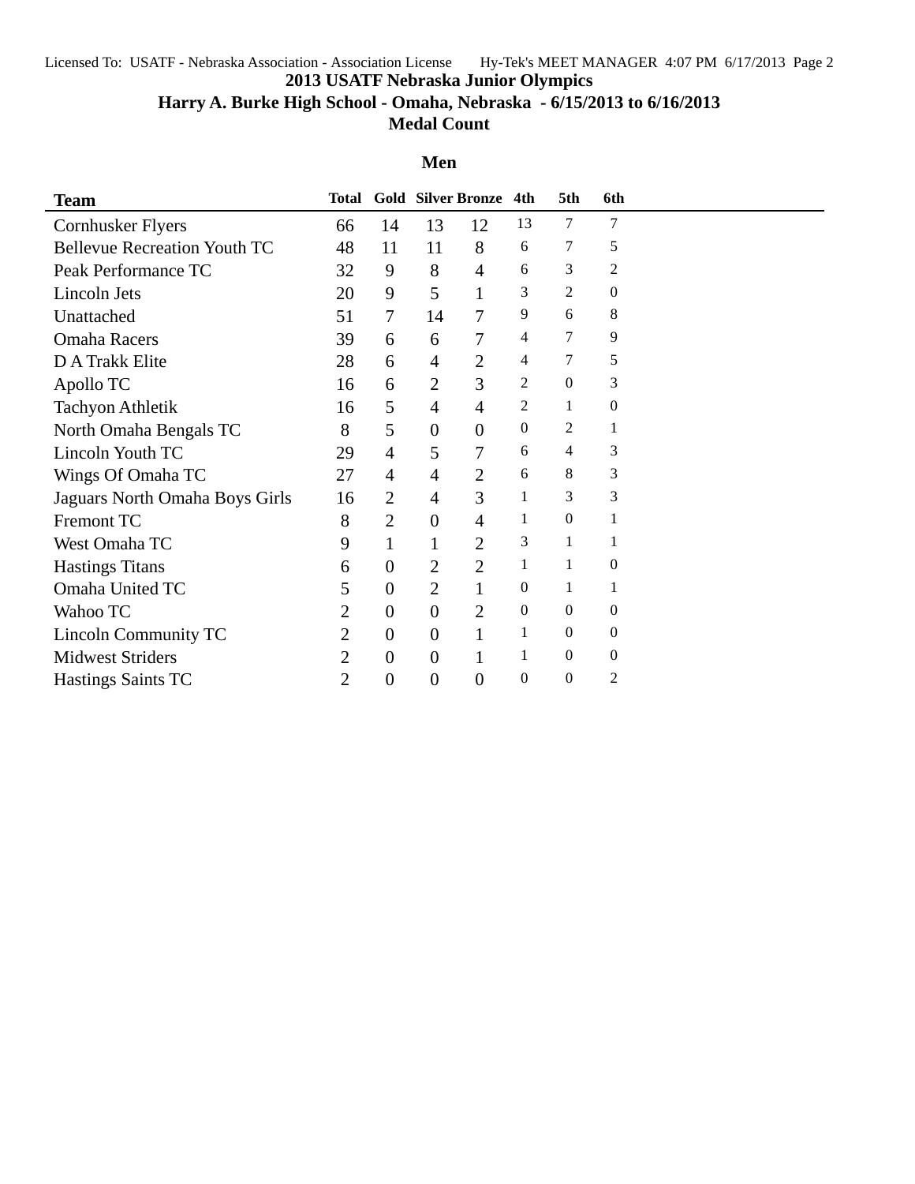# 2013 USATF Nebraska Junior Olympics

## Harry A. Burke High School - Omaha, Nebraska - 6/15/2013 to 6/16/2013

## Medal Count

### Men

| Team | Total | Gold | Silver | Bronze | 4th | 5th | 6th |
|---|---|---|---|---|---|---|---|
| Cornhusker Flyers | 66 | 14 | 13 | 12 | 13 | 7 | 7 |
| Bellevue Recreation Youth TC | 48 | 11 | 11 | 8 | 6 | 7 | 5 |
| Peak Performance TC | 32 | 9 | 8 | 4 | 6 | 3 | 2 |
| Lincoln Jets | 20 | 9 | 5 | 1 | 3 | 2 | 0 |
| Unattached | 51 | 7 | 14 | 7 | 9 | 6 | 8 |
| Omaha Racers | 39 | 6 | 6 | 7 | 4 | 7 | 9 |
| D A Trakk Elite | 28 | 6 | 4 | 2 | 4 | 7 | 5 |
| Apollo TC | 16 | 6 | 2 | 3 | 2 | 0 | 3 |
| Tachyon Athletik | 16 | 5 | 4 | 4 | 2 | 1 | 0 |
| North Omaha Bengals TC | 8 | 5 | 0 | 0 | 0 | 2 | 1 |
| Lincoln Youth TC | 29 | 4 | 5 | 7 | 6 | 4 | 3 |
| Wings Of Omaha TC | 27 | 4 | 4 | 2 | 6 | 8 | 3 |
| Jaguars North Omaha Boys Girls | 16 | 2 | 4 | 3 | 1 | 3 | 3 |
| Fremont TC | 8 | 2 | 0 | 4 | 1 | 0 | 1 |
| West Omaha TC | 9 | 1 | 1 | 2 | 3 | 1 | 1 |
| Hastings Titans | 6 | 0 | 2 | 2 | 1 | 1 | 0 |
| Omaha United TC | 5 | 0 | 2 | 1 | 0 | 1 | 1 |
| Wahoo TC | 2 | 0 | 0 | 2 | 0 | 0 | 0 |
| Lincoln Community TC | 2 | 0 | 0 | 1 | 1 | 0 | 0 |
| Midwest Striders | 2 | 0 | 0 | 1 | 1 | 0 | 0 |
| Hastings Saints TC | 2 | 0 | 0 | 0 | 0 | 0 | 2 |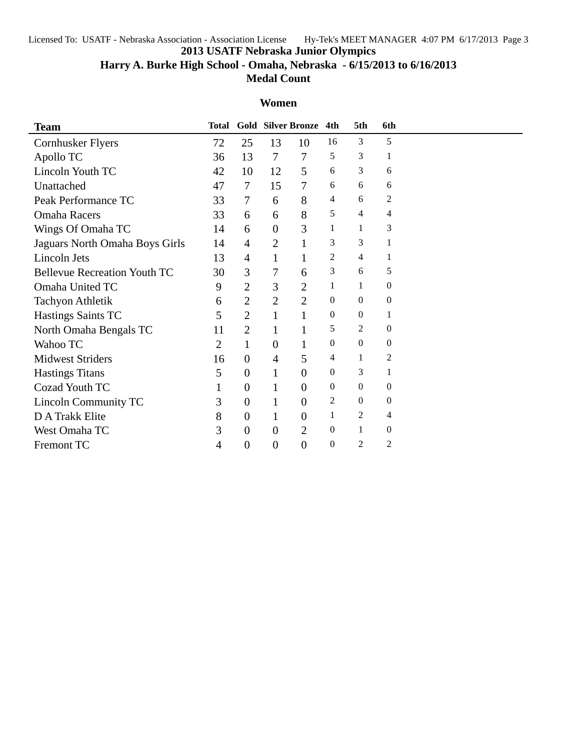# 2013 USATF Nebraska Junior Olympics

## Harry A. Burke High School - Omaha, Nebraska - 6/15/2013 to 6/16/2013

## Medal Count

### Women

| Team | Total | Gold | Silver | Bronze | 4th | 5th | 6th |
|---|---|---|---|---|---|---|---|
| Cornhusker Flyers | 72 | 25 | 13 | 10 | 16 | 3 | 5 |
| Apollo TC | 36 | 13 | 7 | 7 | 5 | 3 | 1 |
| Lincoln Youth TC | 42 | 10 | 12 | 5 | 6 | 3 | 6 |
| Unattached | 47 | 7 | 15 | 7 | 6 | 6 | 6 |
| Peak Performance TC | 33 | 7 | 6 | 8 | 4 | 6 | 2 |
| Omaha Racers | 33 | 6 | 6 | 8 | 5 | 4 | 4 |
| Wings Of Omaha TC | 14 | 6 | 0 | 3 | 1 | 1 | 3 |
| Jaguars North Omaha Boys Girls | 14 | 4 | 2 | 1 | 3 | 3 | 1 |
| Lincoln Jets | 13 | 4 | 1 | 1 | 2 | 4 | 1 |
| Bellevue Recreation Youth TC | 30 | 3 | 7 | 6 | 3 | 6 | 5 |
| Omaha United TC | 9 | 2 | 3 | 2 | 1 | 1 | 0 |
| Tachyon Athletik | 6 | 2 | 2 | 2 | 0 | 0 | 0 |
| Hastings Saints TC | 5 | 2 | 1 | 1 | 0 | 0 | 1 |
| North Omaha Bengals TC | 11 | 2 | 1 | 1 | 5 | 2 | 0 |
| Wahoo TC | 2 | 1 | 0 | 1 | 0 | 0 | 0 |
| Midwest Striders | 16 | 0 | 4 | 5 | 4 | 1 | 2 |
| Hastings Titans | 5 | 0 | 1 | 0 | 0 | 3 | 1 |
| Cozad Youth TC | 1 | 0 | 1 | 0 | 0 | 0 | 0 |
| Lincoln Community TC | 3 | 0 | 1 | 0 | 2 | 0 | 0 |
| D A Trakk Elite | 8 | 0 | 1 | 0 | 1 | 2 | 4 |
| West Omaha TC | 3 | 0 | 0 | 2 | 0 | 1 | 0 |
| Fremont TC | 4 | 0 | 0 | 0 | 0 | 2 | 2 |